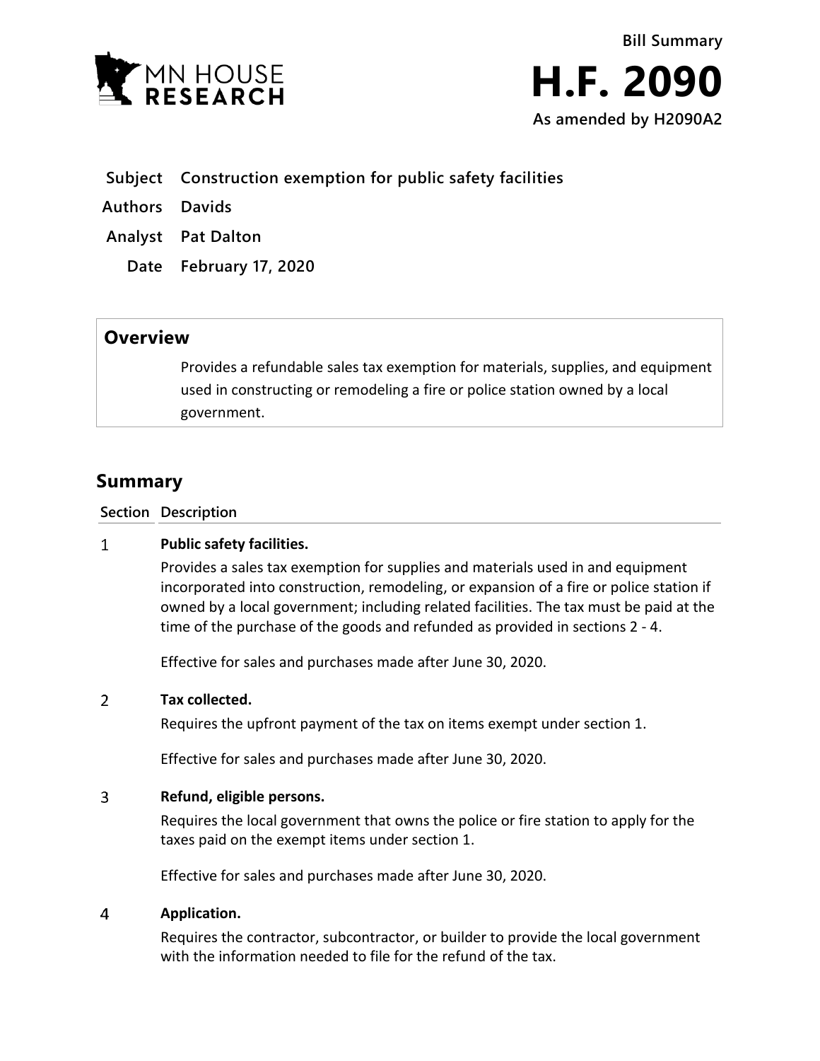MN HOUSE RESEARCH

**Bill Summary**

# H.F. 2090

**As amended by H2090A2**

| | |
|---|---|
| **Subject** | **Construction exemption for public safety facilities** |
| **Authors** | **Davids** |
| **Analyst** | **Pat Dalton** |
| **Date** | **February 17, 2020** |

## Overview

Provides a refundable sales tax exemption for materials, supplies, and equipment used in constructing or remodeling a fire or police station owned by a local government.

## Summary

| Section | Description |
|---|---|
| 1 | **Public safety facilities.**<br>Provides a sales tax exemption for supplies and materials used in and equipment incorporated into construction, remodeling, or expansion of a fire or police station if owned by a local government; including related facilities. The tax must be paid at the time of the purchase of the goods and refunded as provided in sections 2 - 4.<br><br>Effective for sales and purchases made after June 30, 2020. |
| 2 | **Tax collected.**<br>Requires the upfront payment of the tax on items exempt under section 1.<br><br>Effective for sales and purchases made after June 30, 2020. |
| 3 | **Refund, eligible persons.**<br>Requires the local government that owns the police or fire station to apply for the taxes paid on the exempt items under section 1.<br><br>Effective for sales and purchases made after June 30, 2020. |
| 4 | **Application.**<br>Requires the contractor, subcontractor, or builder to provide the local government with the information needed to file for the refund of the tax. |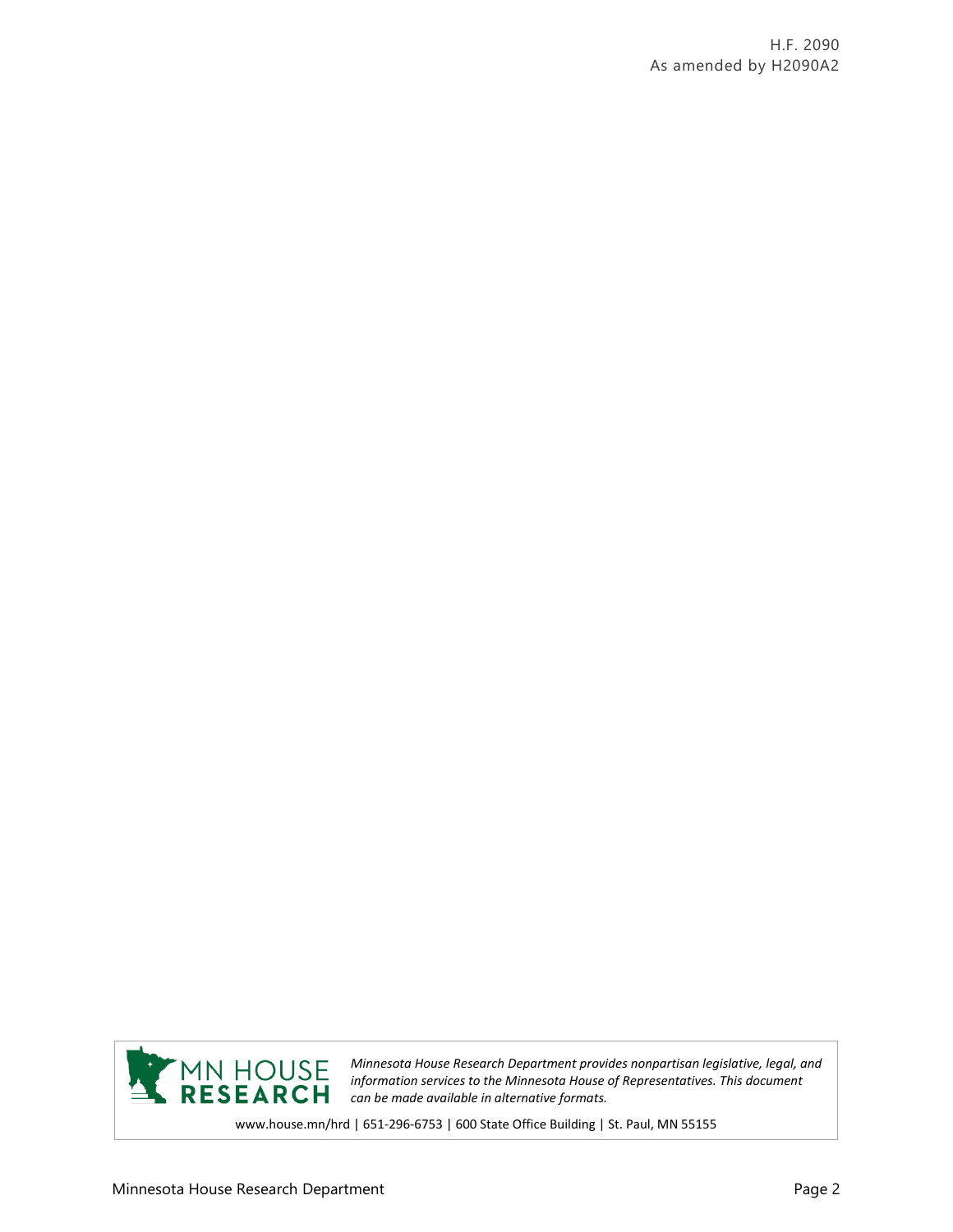Minnesota House Research Department provides nonpartisan legislative, legal, and information services to the Minnesota House of Representatives. This document can be made available in alternative formats.

www.house.mn/hrd | 651-296-6753 | 600 State Office Building | St. Paul, MN 55155